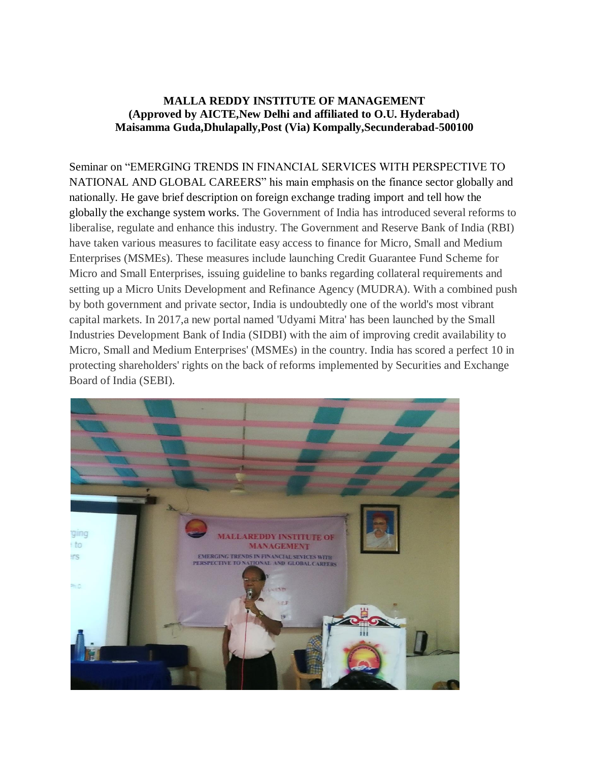**MALLA REDDY INSTITUTE OF MANAGEMENT**
**(Approved by AICTE,New Delhi and affiliated to O.U. Hyderabad)**
**Maisamma Guda,Dhulapally,Post (Via) Kompally,Secunderabad-500100**

Seminar on "EMERGING TRENDS IN FINANCIAL SERVICES WITH PERSPECTIVE TO NATIONAL AND GLOBAL CAREERS" his main emphasis on the finance sector globally and nationally. He gave brief description on foreign exchange trading import and tell how the globally the exchange system works. The Government of India has introduced several reforms to liberalise, regulate and enhance this industry. The Government and Reserve Bank of India (RBI) have taken various measures to facilitate easy access to finance for Micro, Small and Medium Enterprises (MSMEs). These measures include launching Credit Guarantee Fund Scheme for Micro and Small Enterprises, issuing guideline to banks regarding collateral requirements and setting up a Micro Units Development and Refinance Agency (MUDRA). With a combined push by both government and private sector, India is undoubtedly one of the world's most vibrant capital markets. In 2017,a new portal named 'Udyami Mitra' has been launched by the Small Industries Development Bank of India (SIDBI) with the aim of improving credit availability to Micro, Small and Medium Enterprises' (MSMEs) in the country. India has scored a perfect 10 in protecting shareholders' rights on the back of reforms implemented by Securities and Exchange Board of India (SEBI).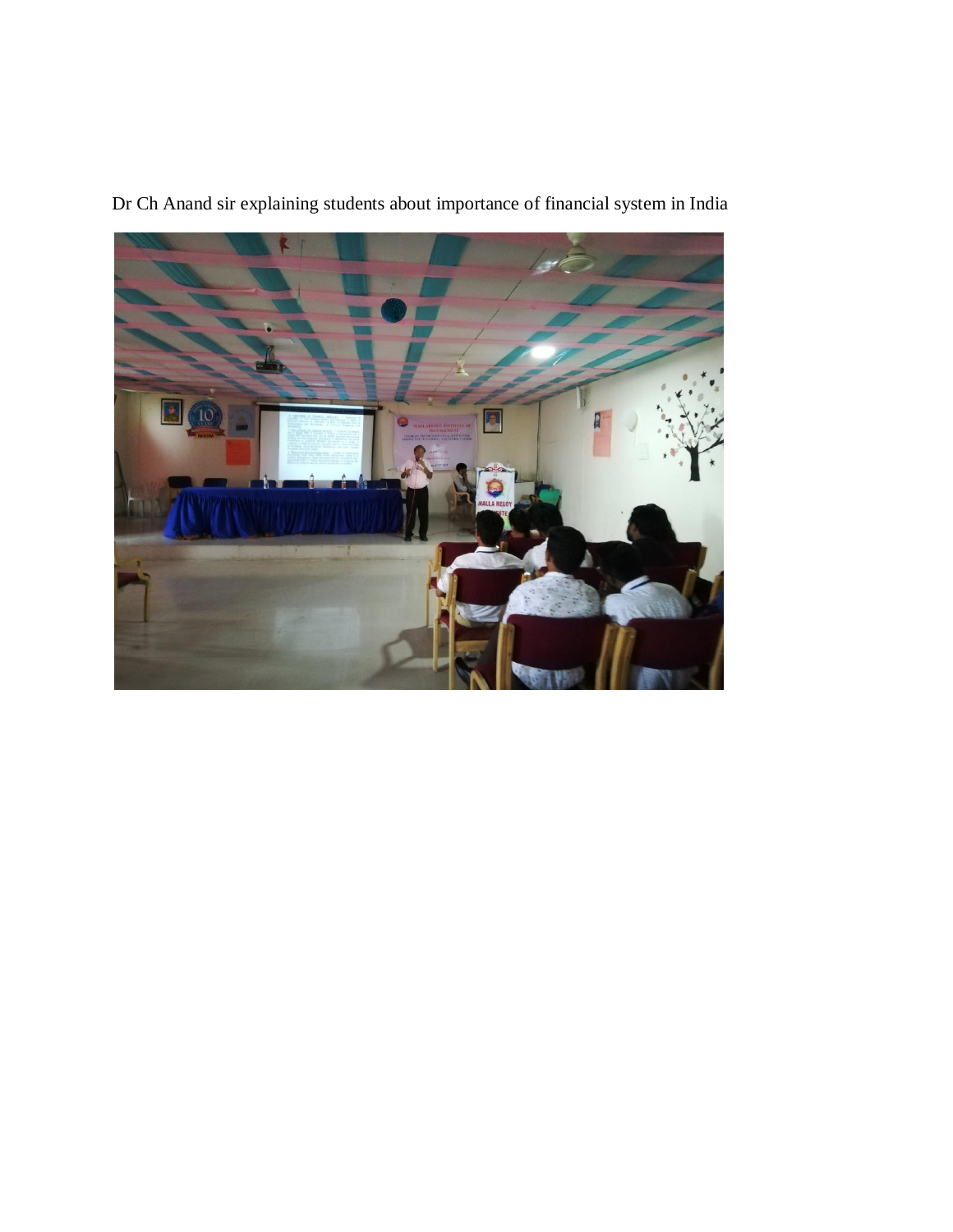Dr Ch Anand sir explaining students about importance of financial system in India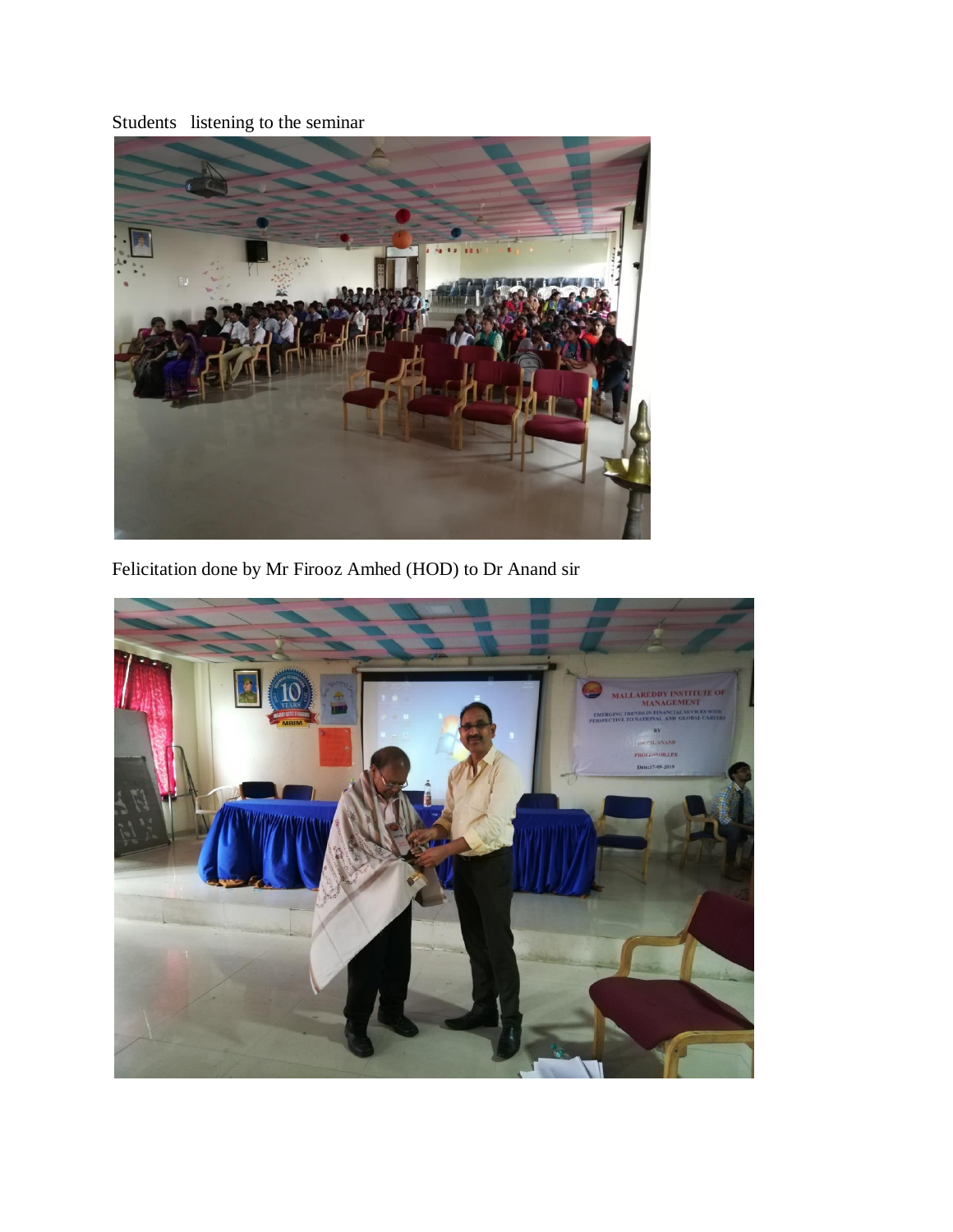Students listening to the seminar

Felicitation done by Mr Firooz Amhed (HOD) to Dr Anand sir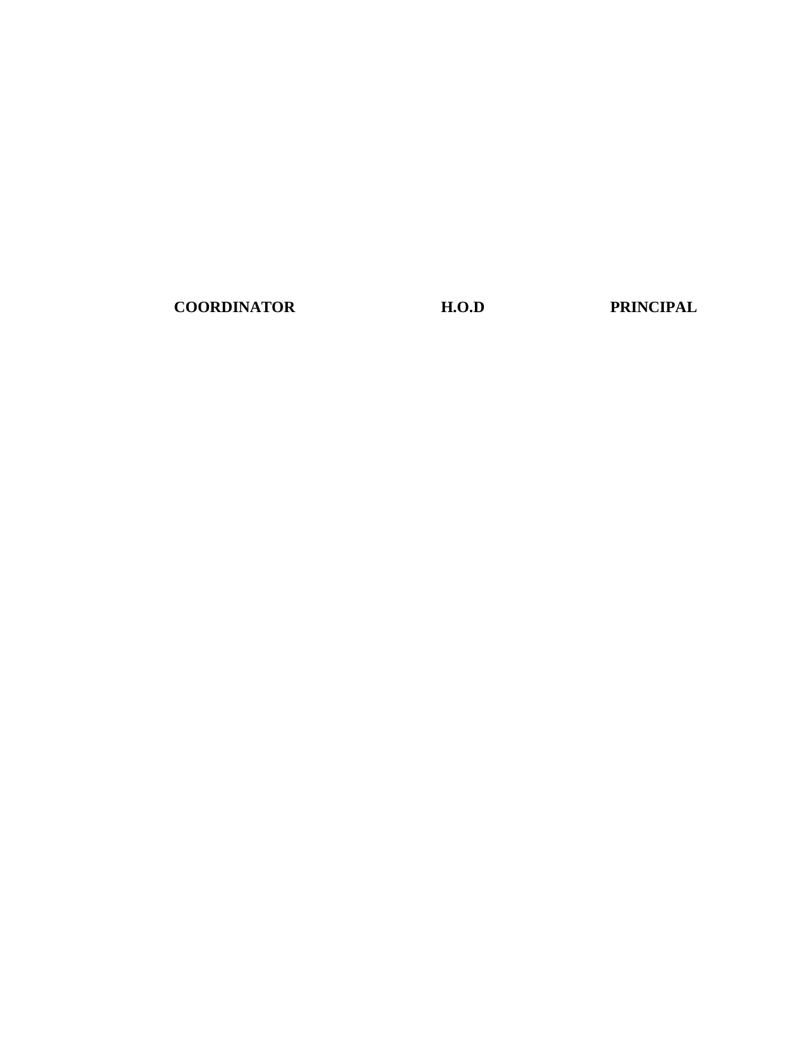**COORDINATOR** **H.O.D** **PRINCIPAL**